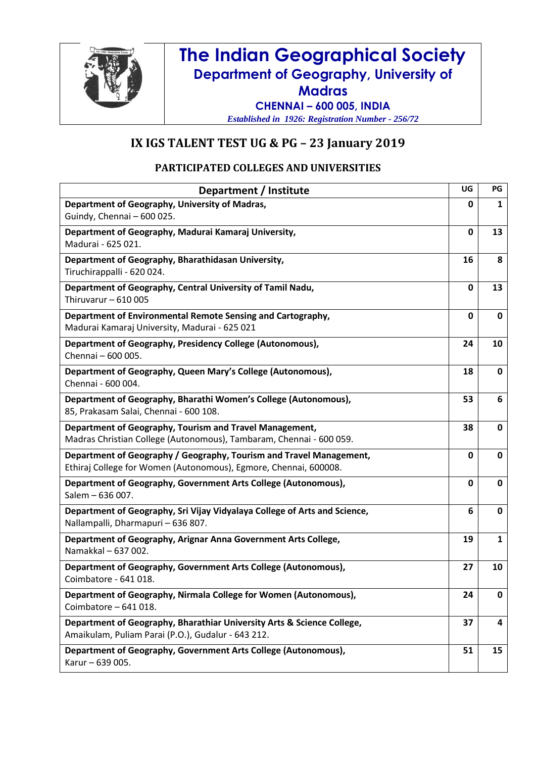# The Indian Geographical Society

## Department of Geography, University of Madras

### CHENNAI – 600 005, INDIA

*Established in 1926: Registration Number - 256/72*

## IX IGS TALENT TEST UG & PG – 23 January 2019

### PARTICIPATED COLLEGES AND UNIVERSITIES

| Department / Institute | UG | PG |
|---|---|---|
| **Department of Geography, University of Madras,** Guindy, Chennai – 600 025. | 0 | 1 |
| **Department of Geography, Madurai Kamaraj University,** Madurai - 625 021. | 0 | 13 |
| **Department of Geography, Bharathidasan University,** Tiruchirappalli - 620 024. | 16 | 8 |
| **Department of Geography, Central University of Tamil Nadu,** Thiruvarur – 610 005 | 0 | 13 |
| **Department of Environmental Remote Sensing and Cartography,** Madurai Kamaraj University, Madurai - 625 021 | 0 | 0 |
| **Department of Geography, Presidency College (Autonomous),** Chennai – 600 005. | 24 | 10 |
| **Department of Geography, Queen Mary's College (Autonomous),** Chennai - 600 004. | 18 | 0 |
| **Department of Geography, Bharathi Women's College (Autonomous),** 85, Prakasam Salai, Chennai - 600 108. | 53 | 6 |
| **Department of Geography, Tourism and Travel Management,** Madras Christian College (Autonomous), Tambaram, Chennai - 600 059. | 38 | 0 |
| **Department of Geography / Geography, Tourism and Travel Management,** Ethiraj College for Women (Autonomous), Egmore, Chennai, 600008. | 0 | 0 |
| **Department of Geography, Government Arts College (Autonomous),** Salem – 636 007. | 0 | 0 |
| **Department of Geography, Sri Vijay Vidyalaya College of Arts and Science,** Nallampalli, Dharmapuri – 636 807. | 6 | 0 |
| **Department of Geography, Arignar Anna Government Arts College,** Namakkal – 637 002. | 19 | 1 |
| **Department of Geography, Government Arts College (Autonomous),** Coimbatore - 641 018. | 27 | 10 |
| **Department of Geography, Nirmala College for Women (Autonomous),** Coimbatore – 641 018. | 24 | 0 |
| **Department of Geography, Bharathiar University Arts & Science College,** Amaikulam, Puliam Parai (P.O.), Gudalur - 643 212. | 37 | 4 |
| **Department of Geography, Government Arts College (Autonomous),** Karur – 639 005. | 51 | 15 |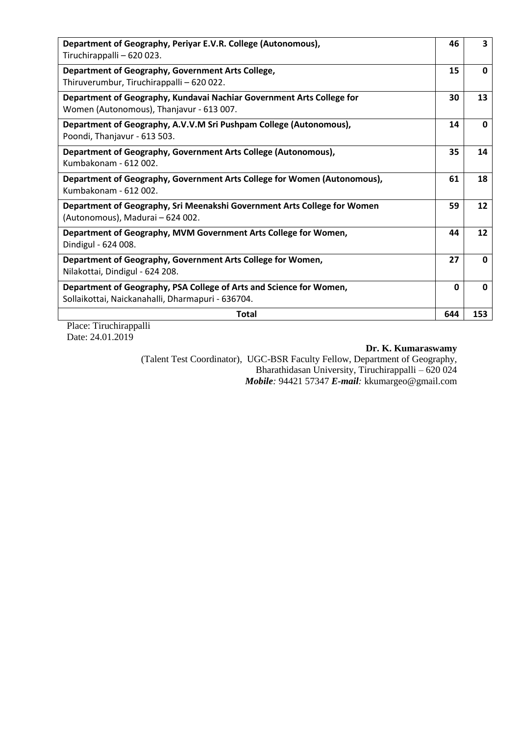| | | |
|---|---|---|
| **Department of Geography, Periyar E.V.R. College (Autonomous),** Tiruchirappalli – 620 023. | **46** | **3** |
| **Department of Geography, Government Arts College,** Thiruverumbur, Tiruchirappalli – 620 022. | **15** | **0** |
| **Department of Geography, Kundavai Nachiar Government Arts College for** Women (Autonomous), Thanjavur - 613 007. | **30** | **13** |
| **Department of Geography, A.V.V.M Sri Pushpam College (Autonomous),** Poondi, Thanjavur - 613 503. | **14** | **0** |
| **Department of Geography, Government Arts College (Autonomous),** Kumbakonam - 612 002. | **35** | **14** |
| **Department of Geography, Government Arts College for Women (Autonomous),** Kumbakonam - 612 002. | **61** | **18** |
| **Department of Geography, Sri Meenakshi Government Arts College for Women** (Autonomous), Madurai – 624 002. | **59** | **12** |
| **Department of Geography, MVM Government Arts College for Women,** Dindigul - 624 008. | **44** | **12** |
| **Department of Geography, Government Arts College for Women,** Nilakottai, Dindigul - 624 208. | **27** | **0** |
| **Department of Geography, PSA College of Arts and Science for Women,** Sollaikottai, Naickanahalli, Dharmapuri - 636704. | **0** | **0** |
| **Total** | **644** | **153** |

Place: Tiruchirappalli
Date: 24.01.2019

**Dr. K. Kumaraswamy**
(Talent Test Coordinator), UGC-BSR Faculty Fellow, Department of Geography,
Bharathidasan University, Tiruchirappalli – 620 024
***Mobile:*** 94421 57347 ***E-mail:*** kkumargeo@gmail.com